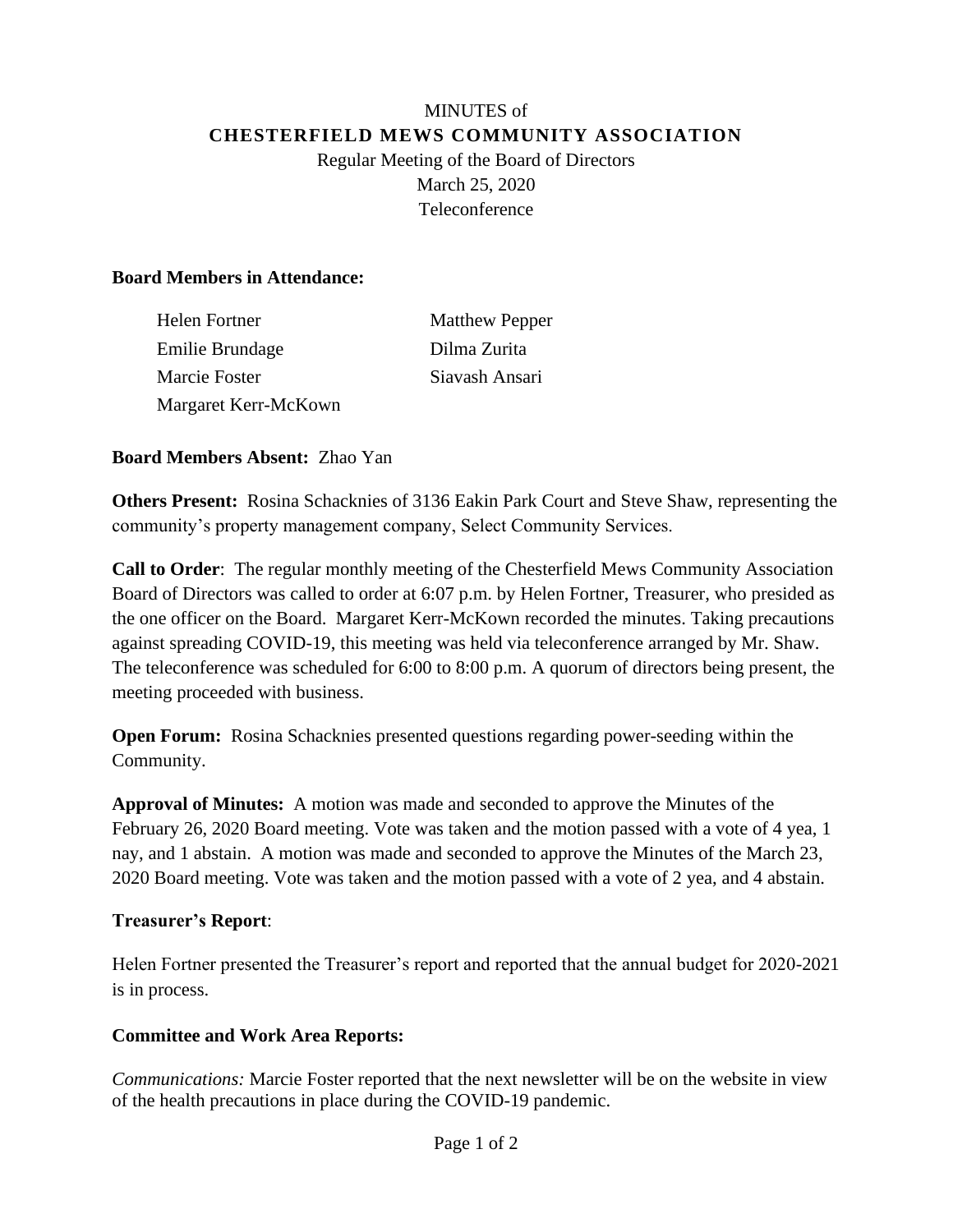MINUTES of

# CHESTERFIELD MEWS COMMUNITY ASSOCIATION

Regular Meeting of the Board of Directors

March 25, 2020

Teleconference

**Board Members in Attendance:**

| | |
|---|---|
| Helen Fortner | Matthew Pepper |
| Emilie Brundage | Dilma Zurita |
| Marcie Foster | Siavash Ansari |
| Margaret Kerr-McKown | |

**Board Members Absent:** Zhao Yan

**Others Present:** Rosina Schacknies of 3136 Eakin Park Court and Steve Shaw, representing the community's property management company, Select Community Services.

**Call to Order**: The regular monthly meeting of the Chesterfield Mews Community Association Board of Directors was called to order at 6:07 p.m. by Helen Fortner, Treasurer, who presided as the one officer on the Board. Margaret Kerr-McKown recorded the minutes. Taking precautions against spreading COVID-19, this meeting was held via teleconference arranged by Mr. Shaw. The teleconference was scheduled for 6:00 to 8:00 p.m. A quorum of directors being present, the meeting proceeded with business.

**Open Forum:** Rosina Schacknies presented questions regarding power-seeding within the Community.

**Approval of Minutes:** A motion was made and seconded to approve the Minutes of the February 26, 2020 Board meeting. Vote was taken and the motion passed with a vote of 4 yea, 1 nay, and 1 abstain. A motion was made and seconded to approve the Minutes of the March 23, 2020 Board meeting. Vote was taken and the motion passed with a vote of 2 yea, and 4 abstain.

**Treasurer's Report**:

Helen Fortner presented the Treasurer's report and reported that the annual budget for 2020-2021 is in process.

**Committee and Work Area Reports:**

*Communications:* Marcie Foster reported that the next newsletter will be on the website in view of the health precautions in place during the COVID-19 pandemic.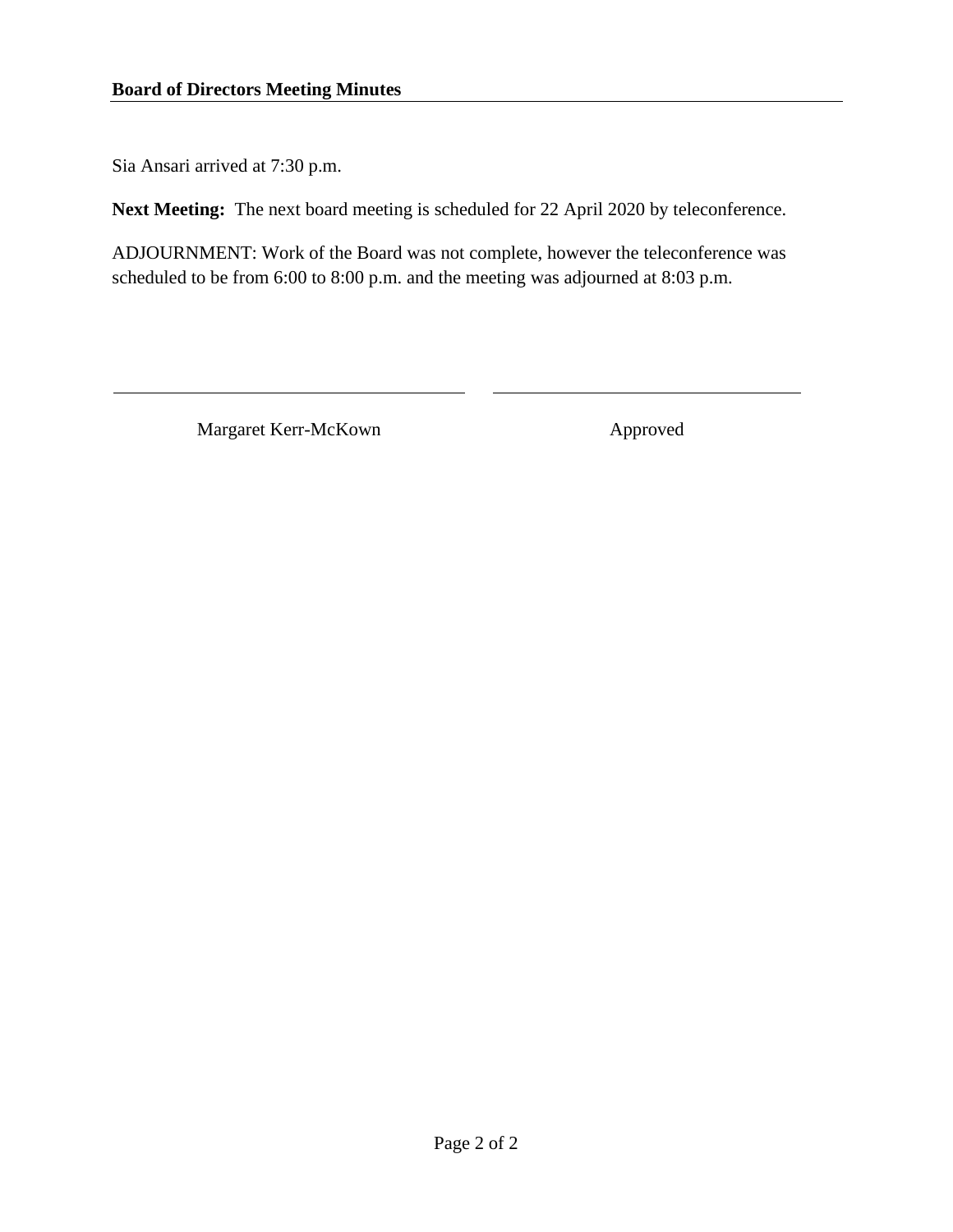Sia Ansari arrived at 7:30 p.m.

**Next Meeting:** The next board meeting is scheduled for 22 April 2020 by teleconference.

ADJOURNMENT: Work of the Board was not complete, however the teleconference was scheduled to be from 6:00 to 8:00 p.m. and the meeting was adjourned at 8:03 p.m.

\_\_\_\_\_\_\_\_\_\_\_\_\_\_\_\_\_\_\_\_\_\_\_\_\_\_\_\_\_\_\_\_\_\_\_\_ \_\_\_\_\_\_\_\_\_\_\_\_\_\_\_\_\_\_\_\_\_\_\_\_\_\_\_\_\_\_\_\_\_\_\_\_

Margaret Kerr-McKown Approved